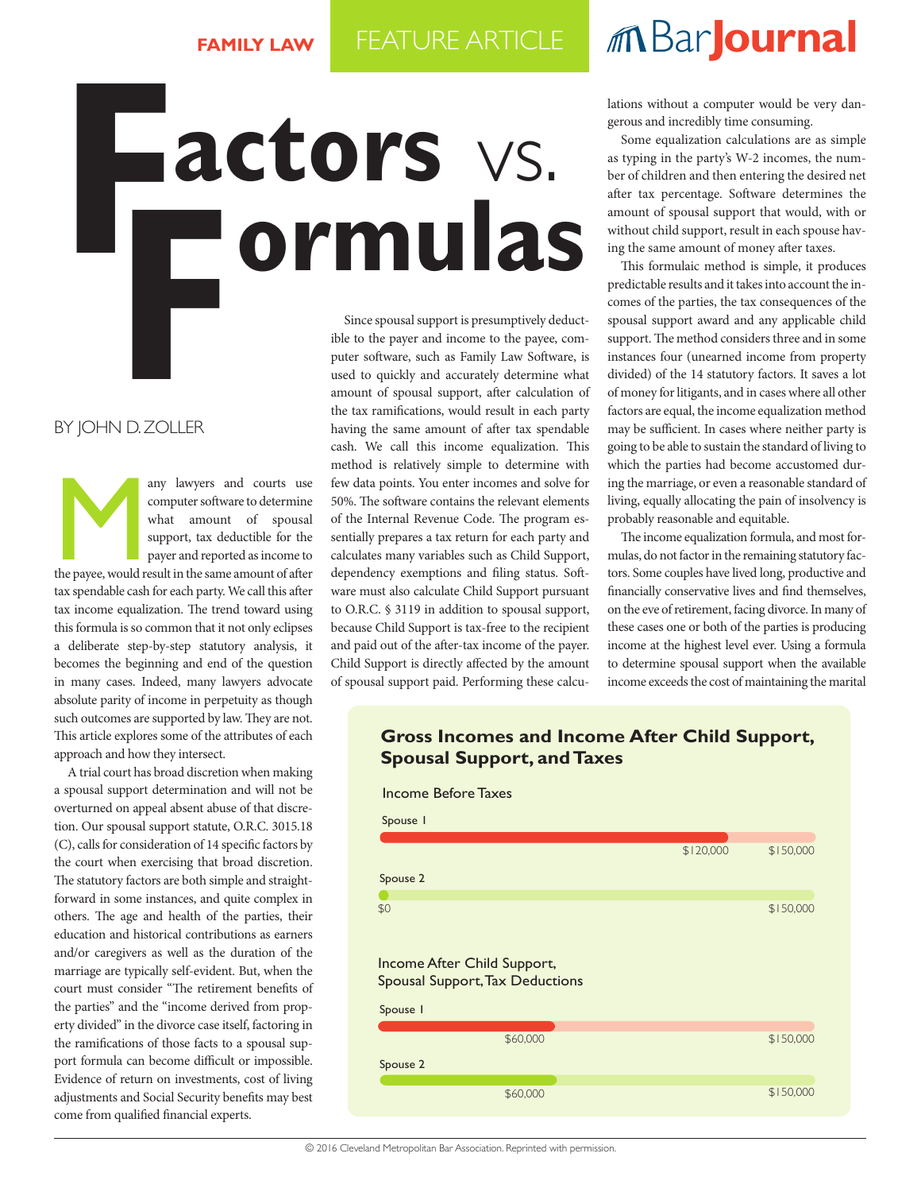FAMILY LAW | FEATURE ARTICLE

# Factors vs. Formulas

BY JOHN D. ZOLLER

Many lawyers and courts use computer software to determine what amount of spousal support, tax deductible for the payer and reported as income to the payee, would result in the same amount of after tax spendable cash for each party. We call this after tax income equalization. The trend toward using this formula is so common that it not only eclipses a deliberate step-by-step statutory analysis, it becomes the beginning and end of the question in many cases. Indeed, many lawyers advocate absolute parity of income in perpetuity as though such outcomes are supported by law. They are not. This article explores some of the attributes of each approach and how they intersect.

A trial court has broad discretion when making a spousal support determination and will not be overturned on appeal absent abuse of that discretion. Our spousal support statute, O.R.C. 3015.18 (C), calls for consideration of 14 specific factors by the court when exercising that broad discretion. The statutory factors are both simple and straightforward in some instances, and quite complex in others. The age and health of the parties, their education and historical contributions as earners and/or caregivers as well as the duration of the marriage are typically self-evident. But, when the court must consider "The retirement benefits of the parties" and the "income derived from property divided" in the divorce case itself, factoring in the ramifications of those facts to a spousal support formula can become difficult or impossible. Evidence of return on investments, cost of living adjustments and Social Security benefits may best come from qualified financial experts.

Since spousal support is presumptively deductible to the payer and income to the payee, computer software, such as Family Law Software, is used to quickly and accurately determine what amount of spousal support, after calculation of the tax ramifications, would result in each party having the same amount of after tax spendable cash. We call this income equalization. This method is relatively simple to determine with few data points. You enter incomes and solve for 50%. The software contains the relevant elements of the Internal Revenue Code. The program essentially prepares a tax return for each party and calculates many variables such as Child Support, dependency exemptions and filing status. Software must also calculate Child Support pursuant to O.R.C. § 3119 in addition to spousal support, because Child Support is tax-free to the recipient and paid out of the after-tax income of the payer. Child Support is directly affected by the amount of spousal support paid. Performing these calculations without a computer would be very dangerous and incredibly time consuming.

Some equalization calculations are as simple as typing in the party's W-2 incomes, the number of children and then entering the desired net after tax percentage. Software determines the amount of spousal support that would, with or without child support, result in each spouse having the same amount of money after taxes.

This formulaic method is simple, it produces predictable results and it takes into account the incomes of the parties, the tax consequences of the spousal support award and any applicable child support. The method considers three and in some instances four (unearned income from property divided) of the 14 statutory factors. It saves a lot of money for litigants, and in cases where all other factors are equal, the income equalization method may be sufficient. In cases where neither party is going to be able to sustain the standard of living to which the parties had become accustomed during the marriage, or even a reasonable standard of living, equally allocating the pain of insolvency is probably reasonable and equitable.

The income equalization formula, and most formulas, do not factor in the remaining statutory factors. Some couples have lived long, productive and financially conservative lives and find themselves, on the eve of retirement, facing divorce. In many of these cases one or both of the parties is producing income at the highest level ever. Using a formula to determine spousal support when the available income exceeds the cost of maintaining the marital

**Gross Incomes and Income After Child Support, Spousal Support, and Taxes**

Income Before Taxes

| | Income | Scale |
|---|---|---|
| Spouse 1 | $120,000 | $150,000 |
| Spouse 2 | $0 | $150,000 |

Income After Child Support, Spousal Support, Tax Deductions

| | Income | Scale |
|---|---|---|
| Spouse 1 | $60,000 | $150,000 |
| Spouse 2 | $60,000 | $150,000 |

© 2016 Cleveland Metropolitan Bar Association. Reprinted with permission.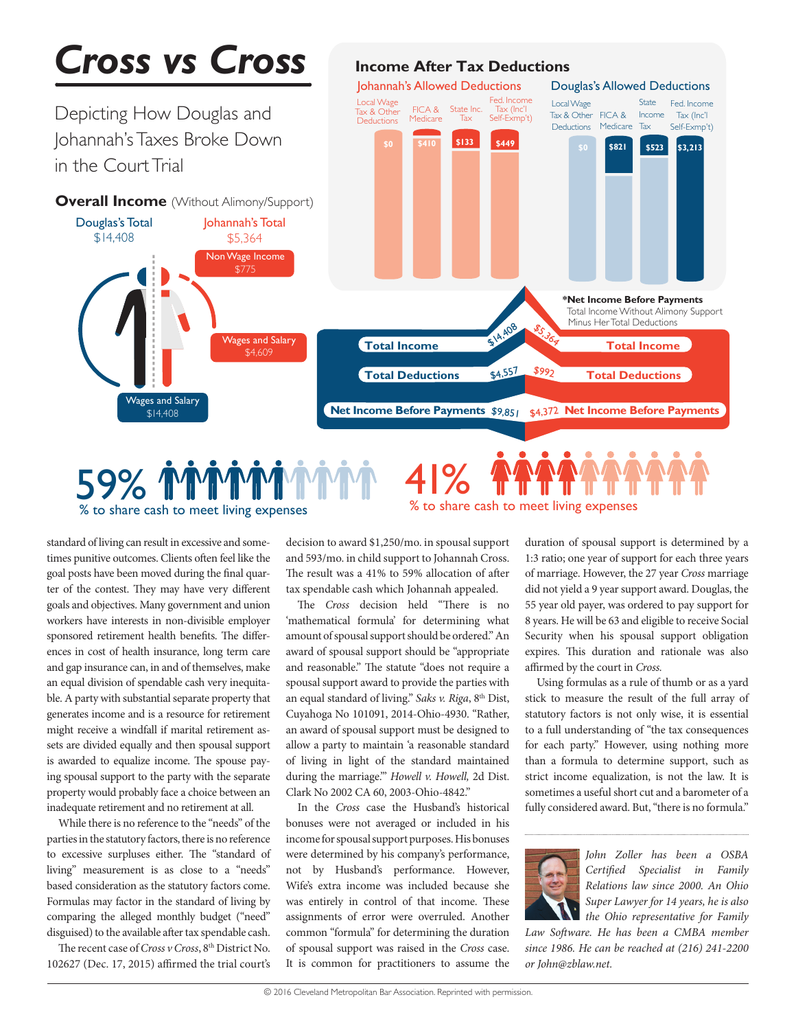# Cross vs Cross

Depicting How Douglas and Johannah's Taxes Broke Down in the Court Trial

**Overall Income** (Without Alimony/Support)

Douglas's Total
$14,408

Johannah's Total
$5,364

Non Wage Income
$775

Wages and Salary
$4,609

Wages and Salary
$14,408

## Income After Tax Deductions

Johannah's Allowed Deductions

Local Wage Tax & Other Deductions
$0

FICA & Medicare
$410

State Inc. Tax
$133

Fed. Income Tax (Inc'l Self-Exmp't)
$449

Douglas's Allowed Deductions

Local Wage Tax & Other Deductions
$0

FICA & Medicare
$821

State Income Tax
$523

Fed. Income Tax (Inc'l Self-Exmp't)
$3,213

*Net Income Before Payments
Total Income Without Alimony Support Minus Her Total Deductions

Total Income $14,408
Total Deductions $4,557
Net Income Before Payments $9,851

$5,364 Total Income
$992 Total Deductions
$4,372 Net Income Before Payments

59% % to share cash to meet living expenses

41% % to share cash to meet living expenses

standard of living can result in excessive and sometimes punitive outcomes. Clients often feel like the goal posts have been moved during the final quarter of the contest. They may have very different goals and objectives. Many government and union workers have interests in non-divisible employer sponsored retirement health benefits. The differences in cost of health insurance, long term care and gap insurance can, in and of themselves, make an equal division of spendable cash very inequitable. A party with substantial separate property that generates income and is a resource for retirement might receive a windfall if marital retirement assets are divided equally and then spousal support is awarded to equalize income. The spouse paying spousal support to the party with the separate property would probably face a choice between an inadequate retirement and no retirement at all.

While there is no reference to the "needs" of the parties in the statutory factors, there is no reference to excessive surpluses either. The "standard of living" measurement is as close to a "needs" based consideration as the statutory factors come. Formulas may factor in the standard of living by comparing the alleged monthly budget ("need" disguised) to the available after tax spendable cash.

The recent case of *Cross v Cross*, 8th District No. 102627 (Dec. 17, 2015) affirmed the trial court's decision to award $1,250/mo. in spousal support and 593/mo. in child support to Johannah Cross. The result was a 41% to 59% allocation of after tax spendable cash which Johannah appealed.

The *Cross* decision held "There is no 'mathematical formula' for determining what amount of spousal support should be ordered." An award of spousal support should be "appropriate and reasonable." The statute "does not require a spousal support award to provide the parties with an equal standard of living." *Saks v. Riga*, 8th Dist, Cuyahoga No 101091, 2014-Ohio-4930. "Rather, an award of spousal support must be designed to allow a party to maintain 'a reasonable standard of living in light of the standard maintained during the marriage.'" *Howell v. Howell,* 2d Dist. Clark No 2002 CA 60, 2003-Ohio-4842."

In the *Cross* case the Husband's historical bonuses were not averaged or included in his income for spousal support purposes. His bonuses were determined by his company's performance, not by Husband's performance. However, Wife's extra income was included because she was entirely in control of that income. These assignments of error were overruled. Another common "formula" for determining the duration of spousal support was raised in the *Cross* case. It is common for practitioners to assume the duration of spousal support is determined by a 1:3 ratio; one year of support for each three years of marriage. However, the 27 year *Cross* marriage did not yield a 9 year support award. Douglas, the 55 year old payer, was ordered to pay support for 8 years. He will be 63 and eligible to receive Social Security when his spousal support obligation expires. This duration and rationale was also affirmed by the court in *Cross.*

Using formulas as a rule of thumb or as a yard stick to measure the result of the full array of statutory factors is not only wise, it is essential to a full understanding of "the tax consequences for each party." However, using nothing more than a formula to determine support, such as strict income equalization, is not the law. It is sometimes a useful short cut and a barometer of a fully considered award. But, "there is no formula."

*John Zoller has been a OSBA Certified Specialist in Family Relations law since 2000. An Ohio Super Lawyer for 14 years, he is also the Ohio representative for Family Law Software. He has been a CMBA member since 1986. He can be reached at (216) 241-2200 or John@zblaw.net.*

© 2016 Cleveland Metropolitan Bar Association. Reprinted with permission.